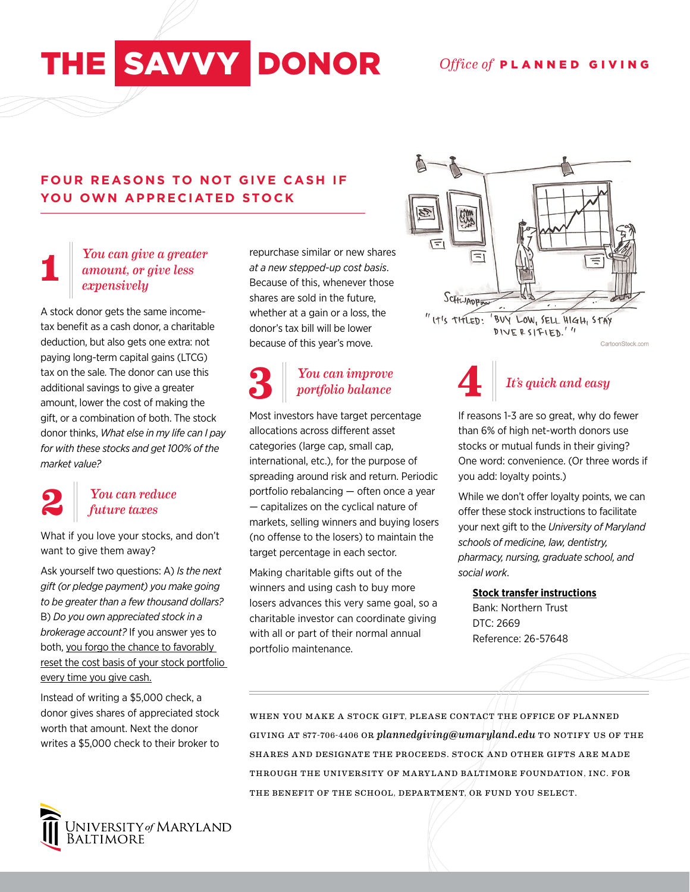# THE SAVVY DONOR

*Office of* **PLANNED GIVING**

## FOUR REASONS TO NOT GIVE CASH IF YOU OWN APPRECIATED STOCK

### 1 *You can give a greater amount, or give less expensively*

A stock donor gets the same income-tax benefit as a cash donor, a charitable deduction, but also gets one extra: not paying long-term capital gains (LTCG) tax on the sale. The donor can use this additional savings to give a greater amount, lower the cost of making the gift, or a combination of both. The stock donor thinks, *What else in my life can I pay for with these stocks and get 100% of the market value?*

### 2 *You can reduce future taxes*

What if you love your stocks, and don't want to give them away?

Ask yourself two questions: A) *Is the next gift (or pledge payment) you make going to be greater than a few thousand dollars?* B) *Do you own appreciated stock in a brokerage account?* If you answer yes to both, you forgo the chance to favorably reset the cost basis of your stock portfolio every time you give cash.

Instead of writing a $5,000 check, a donor gives shares of appreciated stock worth that amount. Next the donor writes a $5,000 check to their broker to repurchase similar or new shares *at a new stepped-up cost basis*. Because of this, whenever those shares are sold in the future, whether at a gain or a loss, the donor's tax bill will be lower because of this year's move.

"It's titled: 'Buy low, sell high, stay diversified.'"

CartoonStock.com

### 3 *You can improve portfolio balance*

Most investors have target percentage allocations across different asset categories (large cap, small cap, international, etc.), for the purpose of spreading around risk and return. Periodic portfolio rebalancing — often once a year — capitalizes on the cyclical nature of markets, selling winners and buying losers (no offense to the losers) to maintain the target percentage in each sector.

Making charitable gifts out of the winners and using cash to buy more losers advances this very same goal, so a charitable investor can coordinate giving with all or part of their normal annual portfolio maintenance.

### 4 *It's quick and easy*

If reasons 1-3 are so great, why do fewer than 6% of high net-worth donors use stocks or mutual funds in their giving? One word: convenience. (Or three words if you add: loyalty points.)

While we don't offer loyalty points, we can offer these stock instructions to facilitate your next gift to the *University of Maryland schools of medicine, law, dentistry, pharmacy, nursing, graduate school, and social work*.

**Stock transfer instructions**
Bank: Northern Trust
DTC: 2669
Reference: 26-57648

WHEN YOU MAKE A STOCK GIFT, PLEASE CONTACT THE OFFICE OF PLANNED GIVING AT 877-706-4406 OR *plannedgiving@umaryland.edu* TO NOTIFY US OF THE SHARES AND DESIGNATE THE PROCEEDS. STOCK AND OTHER GIFTS ARE MADE THROUGH THE UNIVERSITY OF MARYLAND BALTIMORE FOUNDATION, INC. FOR THE BENEFIT OF THE SCHOOL, DEPARTMENT, OR FUND YOU SELECT.

UNIVERSITY *of* MARYLAND BALTIMORE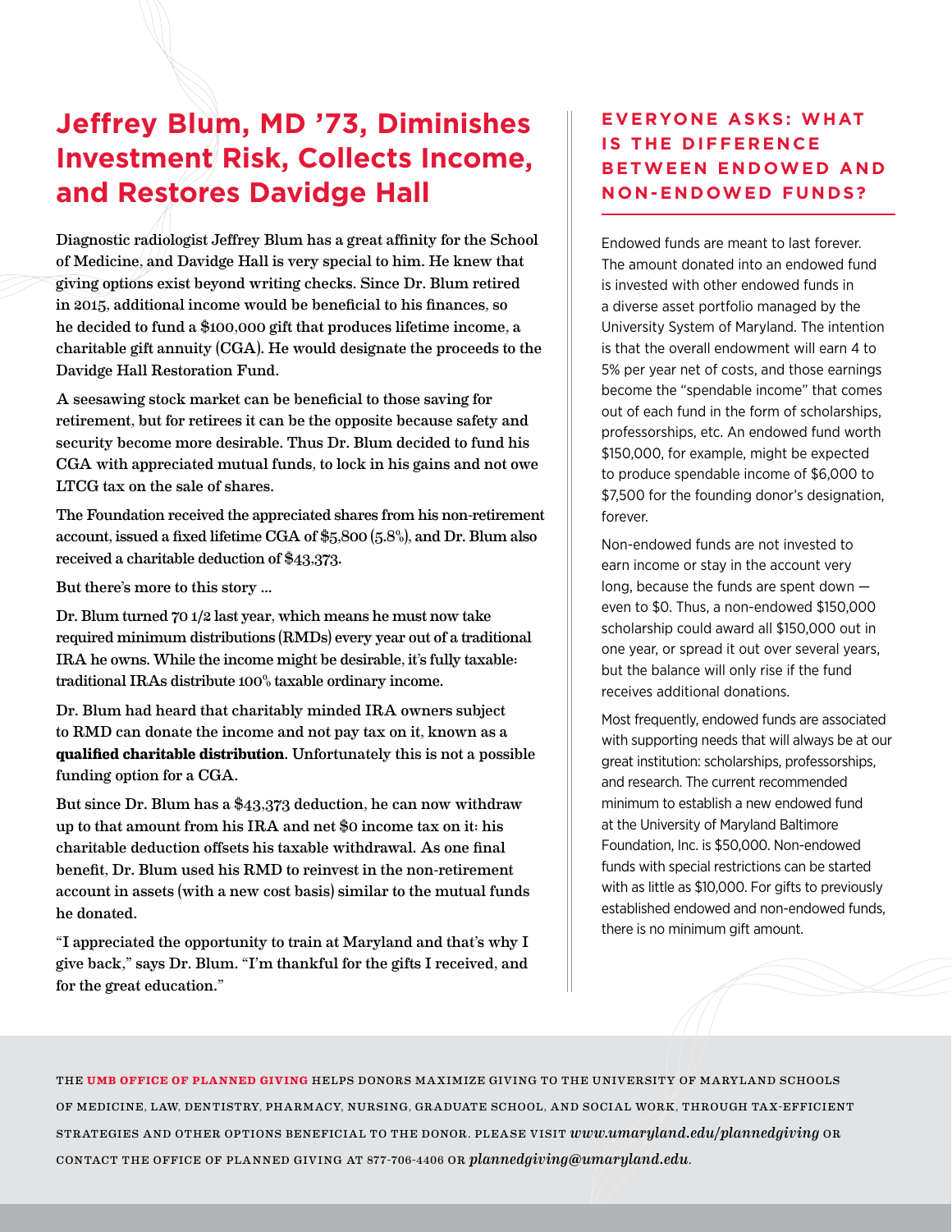# Jeffrey Blum, MD ’73, Diminishes Investment Risk, Collects Income, and Restores Davidge Hall

Diagnostic radiologist Jeffrey Blum has a great affinity for the School of Medicine, and Davidge Hall is very special to him. He knew that giving options exist beyond writing checks. Since Dr. Blum retired in 2015, additional income would be beneficial to his finances, so he decided to fund a $100,000 gift that produces lifetime income, a charitable gift annuity (CGA). He would designate the proceeds to the Davidge Hall Restoration Fund.

A seesawing stock market can be beneficial to those saving for retirement, but for retirees it can be the opposite because safety and security become more desirable. Thus Dr. Blum decided to fund his CGA with appreciated mutual funds, to lock in his gains and not owe LTCG tax on the sale of shares.

The Foundation received the appreciated shares from his non-retirement account, issued a fixed lifetime CGA of $5,800 (5.8%), and Dr. Blum also received a charitable deduction of $43,373.

But there’s more to this story ...

Dr. Blum turned 70 1/2 last year, which means he must now take required minimum distributions (RMDs) every year out of a traditional IRA he owns. While the income might be desirable, it’s fully taxable: traditional IRAs distribute 100% taxable ordinary income.

Dr. Blum had heard that charitably minded IRA owners subject to RMD can donate the income and not pay tax on it, known as a **qualified charitable distribution**. Unfortunately this is not a possible funding option for a CGA.

But since Dr. Blum has a $43,373 deduction, he can now withdraw up to that amount from his IRA and net $0 income tax on it: his charitable deduction offsets his taxable withdrawal. As one final benefit, Dr. Blum used his RMD to reinvest in the non-retirement account in assets (with a new cost basis) similar to the mutual funds he donated.

“I appreciated the opportunity to train at Maryland and that’s why I give back,” says Dr. Blum. “I’m thankful for the gifts I received, and for the great education.”

## EVERYONE ASKS: WHAT IS THE DIFFERENCE BETWEEN ENDOWED AND NON-ENDOWED FUNDS?

Endowed funds are meant to last forever. The amount donated into an endowed fund is invested with other endowed funds in a diverse asset portfolio managed by the University System of Maryland. The intention is that the overall endowment will earn 4 to 5% per year net of costs, and those earnings become the “spendable income” that comes out of each fund in the form of scholarships, professorships, etc. An endowed fund worth $150,000, for example, might be expected to produce spendable income of $6,000 to $7,500 for the founding donor’s designation, forever.

Non-endowed funds are not invested to earn income or stay in the account very long, because the funds are spent down — even to $0. Thus, a non-endowed $150,000 scholarship could award all $150,000 out in one year, or spread it out over several years, but the balance will only rise if the fund receives additional donations.

Most frequently, endowed funds are associated with supporting needs that will always be at our great institution: scholarships, professorships, and research. The current recommended minimum to establish a new endowed fund at the University of Maryland Baltimore Foundation, Inc. is $50,000. Non-endowed funds with special restrictions can be started with as little as $10,000. For gifts to previously established endowed and non-endowed funds, there is no minimum gift amount.

THE **UMB OFFICE OF PLANNED GIVING** HELPS DONORS MAXIMIZE GIVING TO THE UNIVERSITY OF MARYLAND SCHOOLS OF MEDICINE, LAW, DENTISTRY, PHARMACY, NURSING, GRADUATE SCHOOL, AND SOCIAL WORK, THROUGH TAX-EFFICIENT STRATEGIES AND OTHER OPTIONS BENEFICIAL TO THE DONOR. PLEASE VISIT *www.umaryland.edu/plannedgiving* OR CONTACT THE OFFICE OF PLANNED GIVING AT 877-706-4406 OR *plannedgiving@umaryland.edu*.